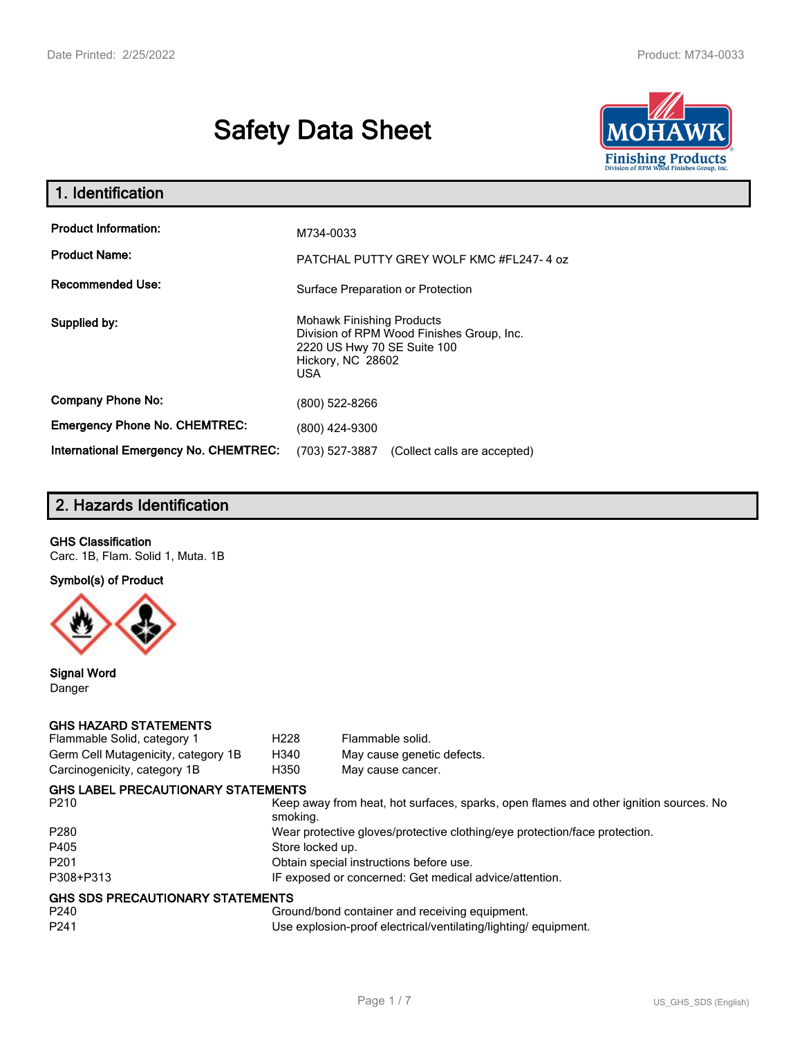# Safety Data Sheet

## 1. Identification

| | |
|---|---|
| **Product Information:** | M734-0033 |
| **Product Name:** | PATCHAL PUTTY GREY WOLF KMC #FL247- 4 oz |
| **Recommended Use:** | Surface Preparation or Protection |
| **Supplied by:** | Mohawk Finishing Products<br>Division of RPM Wood Finishes Group, Inc.<br>2220 US Hwy 70 SE Suite 100<br>Hickory, NC 28602<br>USA |
| **Company Phone No:** | (800) 522-8266 |
| **Emergency Phone No. CHEMTREC:** | (800) 424-9300 |
| **International Emergency No. CHEMTREC:** | (703) 527-3887 (Collect calls are accepted) |

## 2. Hazards Identification

**GHS Classification**

Carc. 1B, Flam. Solid 1, Muta. 1B

**Symbol(s) of Product**

**Signal Word**

Danger

**GHS HAZARD STATEMENTS**

| | | |
|---|---|---|
| Flammable Solid, category 1 | H228 | Flammable solid. |
| Germ Cell Mutagenicity, category 1B | H340 | May cause genetic defects. |
| Carcinogenicity, category 1B | H350 | May cause cancer. |

**GHS LABEL PRECAUTIONARY STATEMENTS**

| | |
|---|---|
| P210 | Keep away from heat, hot surfaces, sparks, open flames and other ignition sources. No smoking. |
| P280 | Wear protective gloves/protective clothing/eye protection/face protection. |
| P405 | Store locked up. |
| P201 | Obtain special instructions before use. |
| P308+P313 | IF exposed or concerned: Get medical advice/attention. |

**GHS SDS PRECAUTIONARY STATEMENTS**

| | |
|---|---|
| P240 | Ground/bond container and receiving equipment. |
| P241 | Use explosion-proof electrical/ventilating/lighting/ equipment. |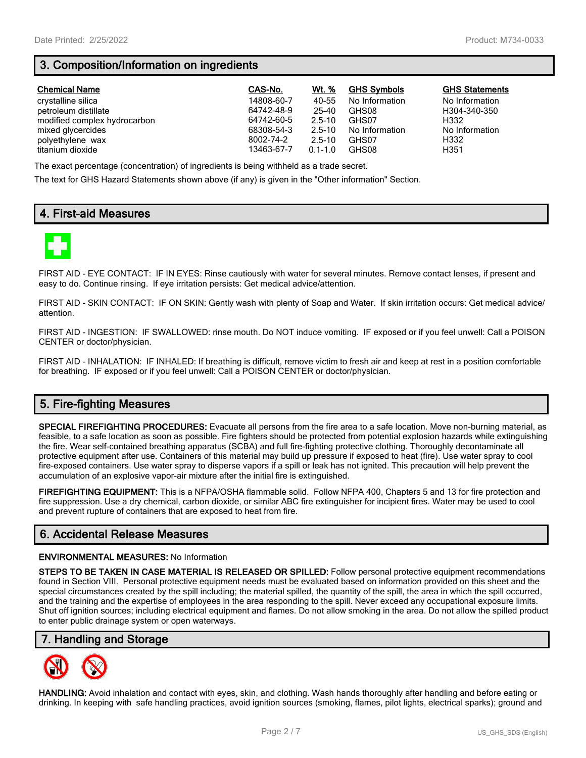## 3. Composition/Information on ingredients

| Chemical Name | CAS-No. | Wt. % | GHS Symbols | GHS Statements |
|---|---|---|---|---|
| crystalline silica | 14808-60-7 | 40-55 | No Information | No Information |
| petroleum distillate | 64742-48-9 | 25-40 | GHS08 | H304-340-350 |
| modified complex hydrocarbon | 64742-60-5 | 2.5-10 | GHS07 | H332 |
| mixed glycercides | 68308-54-3 | 2.5-10 | No Information | No Information |
| polyethylene wax | 8002-74-2 | 2.5-10 | GHS07 | H332 |
| titanium dioxide | 13463-67-7 | 0.1-1.0 | GHS08 | H351 |

The exact percentage (concentration) of ingredients is being withheld as a trade secret.

The text for GHS Hazard Statements shown above (if any) is given in the "Other information" Section.

## 4. First-aid Measures

FIRST AID - EYE CONTACT: IF IN EYES: Rinse cautiously with water for several minutes. Remove contact lenses, if present and easy to do. Continue rinsing. If eye irritation persists: Get medical advice/attention.

FIRST AID - SKIN CONTACT: IF ON SKIN: Gently wash with plenty of Soap and Water. If skin irritation occurs: Get medical advice/ attention.

FIRST AID - INGESTION: IF SWALLOWED: rinse mouth. Do NOT induce vomiting. IF exposed or if you feel unwell: Call a POISON CENTER or doctor/physician.

FIRST AID - INHALATION: IF INHALED: If breathing is difficult, remove victim to fresh air and keep at rest in a position comfortable for breathing. IF exposed or if you feel unwell: Call a POISON CENTER or doctor/physician.

## 5. Fire-fighting Measures

**SPECIAL FIREFIGHTING PROCEDURES:** Evacuate all persons from the fire area to a safe location. Move non-burning material, as feasible, to a safe location as soon as possible. Fire fighters should be protected from potential explosion hazards while extinguishing the fire. Wear self-contained breathing apparatus (SCBA) and full fire-fighting protective clothing. Thoroughly decontaminate all protective equipment after use. Containers of this material may build up pressure if exposed to heat (fire). Use water spray to cool fire-exposed containers. Use water spray to disperse vapors if a spill or leak has not ignited. This precaution will help prevent the accumulation of an explosive vapor-air mixture after the initial fire is extinguished.

**FIREFIGHTING EQUIPMENT:** This is a NFPA/OSHA flammable solid. Follow NFPA 400, Chapters 5 and 13 for fire protection and fire suppression. Use a dry chemical, carbon dioxide, or similar ABC fire extinguisher for incipient fires. Water may be used to cool and prevent rupture of containers that are exposed to heat from fire.

## 6. Accidental Release Measures

**ENVIRONMENTAL MEASURES:** No Information

**STEPS TO BE TAKEN IN CASE MATERIAL IS RELEASED OR SPILLED:** Follow personal protective equipment recommendations found in Section VIII. Personal protective equipment needs must be evaluated based on information provided on this sheet and the special circumstances created by the spill including; the material spilled, the quantity of the spill, the area in which the spill occurred, and the training and the expertise of employees in the area responding to the spill. Never exceed any occupational exposure limits. Shut off ignition sources; including electrical equipment and flames. Do not allow smoking in the area. Do not allow the spilled product to enter public drainage system or open waterways.

## 7. Handling and Storage

**HANDLING:** Avoid inhalation and contact with eyes, skin, and clothing. Wash hands thoroughly after handling and before eating or drinking. In keeping with safe handling practices, avoid ignition sources (smoking, flames, pilot lights, electrical sparks); ground and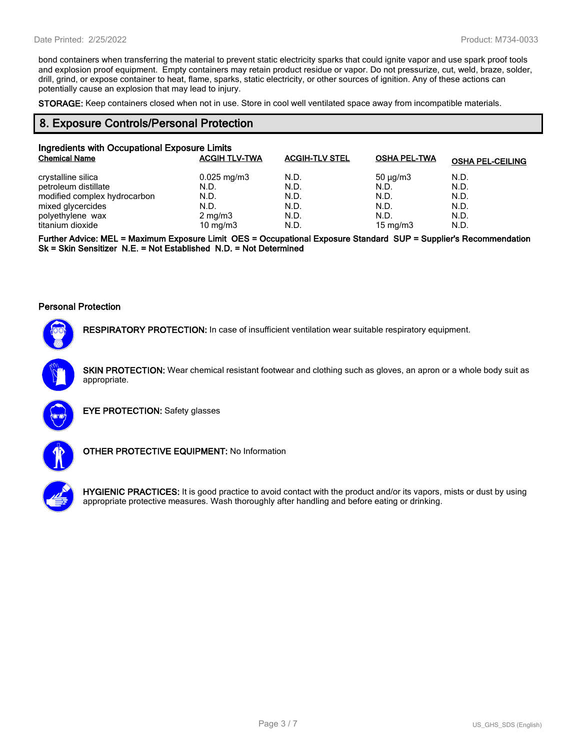bond containers when transferring the material to prevent static electricity sparks that could ignite vapor and use spark proof tools and explosion proof equipment.  Empty containers may retain product residue or vapor. Do not pressurize, cut, weld, braze, solder, drill, grind, or expose container to heat, flame, sparks, static electricity, or other sources of ignition. Any of these actions can potentially cause an explosion that may lead to injury.

**STORAGE:** Keep containers closed when not in use. Store in cool well ventilated space away from incompatible materials.

## 8. Exposure Controls/Personal Protection

### Ingredients with Occupational Exposure Limits

| Chemical Name | ACGIH TLV-TWA | ACGIH-TLV STEL | OSHA PEL-TWA | OSHA PEL-CEILING |
|---|---|---|---|---|
| crystalline silica | 0.025 mg/m3 | N.D. | 50 µg/m3 | N.D. |
| petroleum distillate | N.D. | N.D. | N.D. | N.D. |
| modified complex hydrocarbon | N.D. | N.D. | N.D. | N.D. |
| mixed glycercides | N.D. | N.D. | N.D. | N.D. |
| polyethylene  wax | 2 mg/m3 | N.D. | N.D. | N.D. |
| titanium dioxide | 10 mg/m3 | N.D. | 15 mg/m3 | N.D. |

**Further Advice: MEL = Maximum Exposure Limit  OES = Occupational Exposure Standard  SUP = Supplier's Recommendation  Sk = Skin Sensitizer  N.E. = Not Established  N.D. = Not Determined**

### Personal Protection

**RESPIRATORY PROTECTION:** In case of insufficient ventilation wear suitable respiratory equipment.

**SKIN PROTECTION:** Wear chemical resistant footwear and clothing such as gloves, an apron or a whole body suit as appropriate.

**EYE PROTECTION:** Safety glasses

**OTHER PROTECTIVE EQUIPMENT:** No Information

**HYGIENIC PRACTICES:** It is good practice to avoid contact with the product and/or its vapors, mists or dust by using appropriate protective measures. Wash thoroughly after handling and before eating or drinking.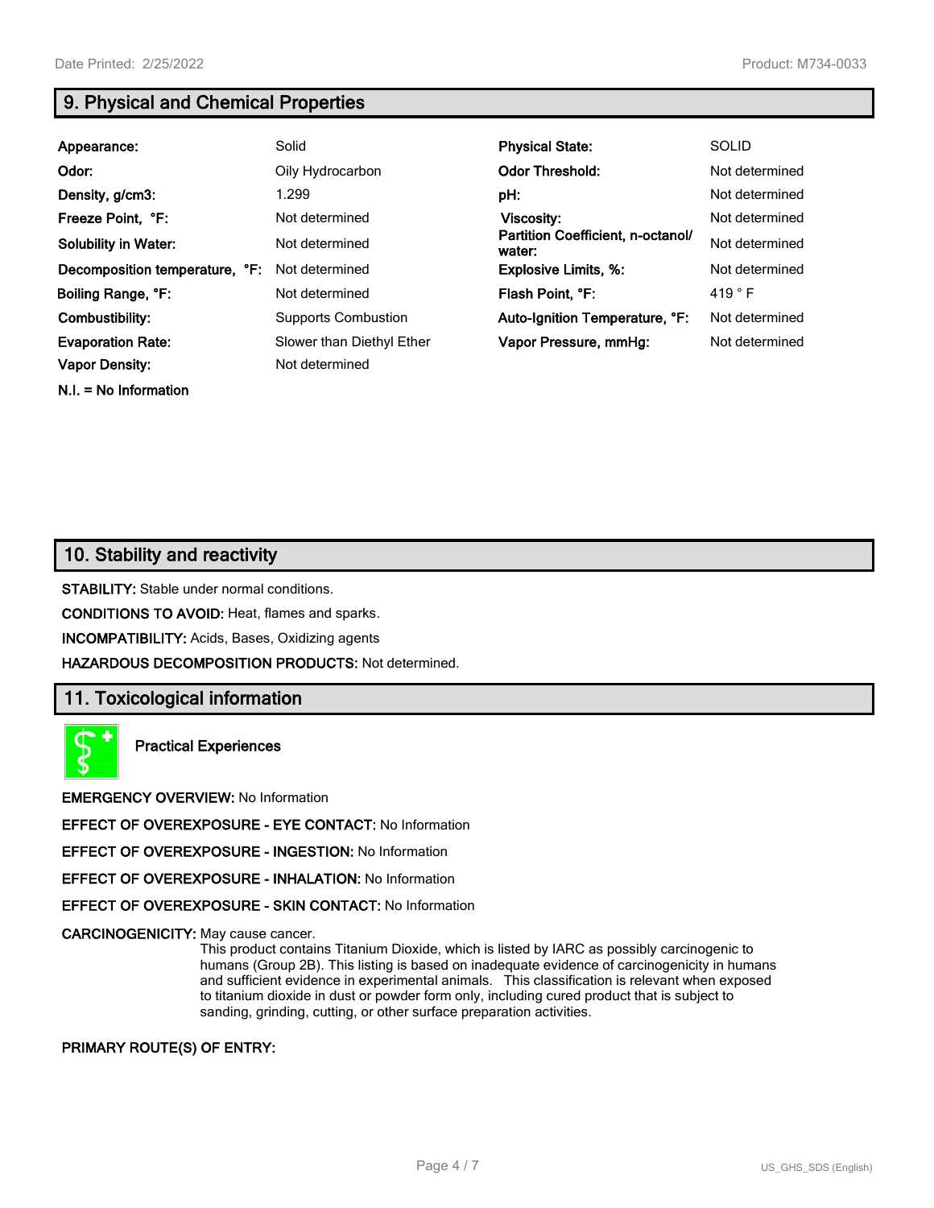## 9. Physical and Chemical Properties

| | | | |
|---|---|---|---|
| **Appearance:** | Solid | **Physical State:** | SOLID |
| **Odor:** | Oily Hydrocarbon | **Odor Threshold:** | Not determined |
| **Density, g/cm3:** | 1.299 | **pH:** | Not determined |
| **Freeze Point, °F:** | Not determined | **Viscosity:** | Not determined |
| **Solubility in Water:** | Not determined | **Partition Coefficient, n-octanol/ water:** | Not determined |
| **Decomposition temperature, °F:** | Not determined | **Explosive Limits, %:** | Not determined |
| **Boiling Range, °F:** | Not determined | **Flash Point, °F:** | 419 ° F |
| **Combustibility:** | Supports Combustion | **Auto-Ignition Temperature, °F:** | Not determined |
| **Evaporation Rate:** | Slower than Diethyl Ether | **Vapor Pressure, mmHg:** | Not determined |
| **Vapor Density:** | Not determined | | |

**N.I. = No Information**

## 10. Stability and reactivity

**STABILITY:** Stable under normal conditions.

**CONDITIONS TO AVOID:** Heat, flames and sparks.

**INCOMPATIBILITY:** Acids, Bases, Oxidizing agents

**HAZARDOUS DECOMPOSITION PRODUCTS:** Not determined.

## 11. Toxicological information

**Practical Experiences**

**EMERGENCY OVERVIEW:** No Information

**EFFECT OF OVEREXPOSURE - EYE CONTACT:** No Information

**EFFECT OF OVEREXPOSURE - INGESTION:** No Information

**EFFECT OF OVEREXPOSURE - INHALATION:** No Information

**EFFECT OF OVEREXPOSURE - SKIN CONTACT:** No Information

**CARCINOGENICITY:** May cause cancer.
This product contains Titanium Dioxide, which is listed by IARC as possibly carcinogenic to humans (Group 2B). This listing is based on inadequate evidence of carcinogenicity in humans and sufficient evidence in experimental animals. This classification is relevant when exposed to titanium dioxide in dust or powder form only, including cured product that is subject to sanding, grinding, cutting, or other surface preparation activities.

**PRIMARY ROUTE(S) OF ENTRY:**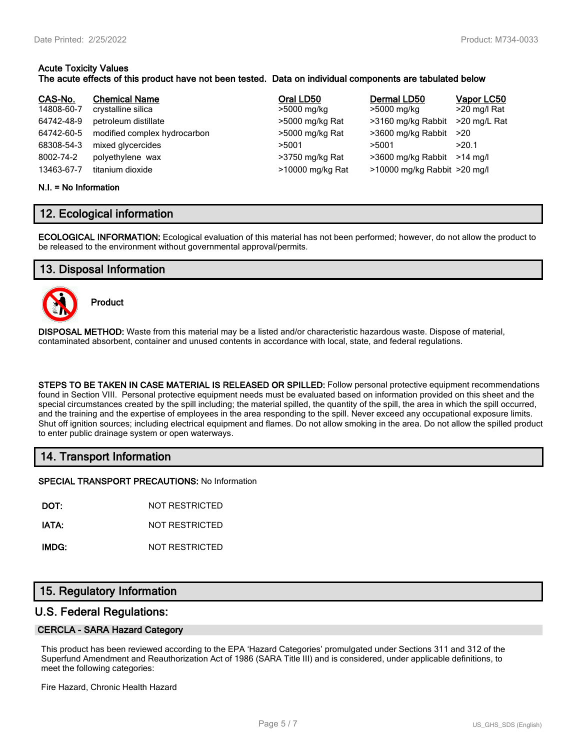**Acute Toxicity Values**
**The acute effects of this product have not been tested. Data on individual components are tabulated below**

| CAS-No. | Chemical Name | Oral LD50 | Dermal LD50 | Vapor LC50 |
|---|---|---|---|---|
| 14808-60-7 | crystalline silica | >5000 mg/kg | >5000 mg/kg | >20 mg/l Rat |
| 64742-48-9 | petroleum distillate | >5000 mg/kg Rat | >3160 mg/kg Rabbit | >20 mg/L Rat |
| 64742-60-5 | modified complex hydrocarbon | >5000 mg/kg Rat | >3600 mg/kg Rabbit | >20 |
| 68308-54-3 | mixed glycercides | >5001 | >5001 | >20.1 |
| 8002-74-2 | polyethylene wax | >3750 mg/kg Rat | >3600 mg/kg Rabbit | >14 mg/l |
| 13463-67-7 | titanium dioxide | >10000 mg/kg Rat | >10000 mg/kg Rabbit | >20 mg/l |

**N.I. = No Information**

## 12. Ecological information

**ECOLOGICAL INFORMATION:** Ecological evaluation of this material has not been performed; however, do not allow the product to be released to the environment without governmental approval/permits.

## 13. Disposal Information

**Product**

**DISPOSAL METHOD:** Waste from this material may be a listed and/or characteristic hazardous waste. Dispose of material, contaminated absorbent, container and unused contents in accordance with local, state, and federal regulations.

**STEPS TO BE TAKEN IN CASE MATERIAL IS RELEASED OR SPILLED:** Follow personal protective equipment recommendations found in Section VIII. Personal protective equipment needs must be evaluated based on information provided on this sheet and the special circumstances created by the spill including; the material spilled, the quantity of the spill, the area in which the spill occurred, and the training and the expertise of employees in the area responding to the spill. Never exceed any occupational exposure limits. Shut off ignition sources; including electrical equipment and flames. Do not allow smoking in the area. Do not allow the spilled product to enter public drainage system or open waterways.

## 14. Transport Information

**SPECIAL TRANSPORT PRECAUTIONS:** No Information

**DOT:** NOT RESTRICTED

**IATA:** NOT RESTRICTED

**IMDG:** NOT RESTRICTED

## 15. Regulatory Information

### U.S. Federal Regulations:

#### CERCLA - SARA Hazard Category

This product has been reviewed according to the EPA 'Hazard Categories' promulgated under Sections 311 and 312 of the Superfund Amendment and Reauthorization Act of 1986 (SARA Title III) and is considered, under applicable definitions, to meet the following categories:

Fire Hazard, Chronic Health Hazard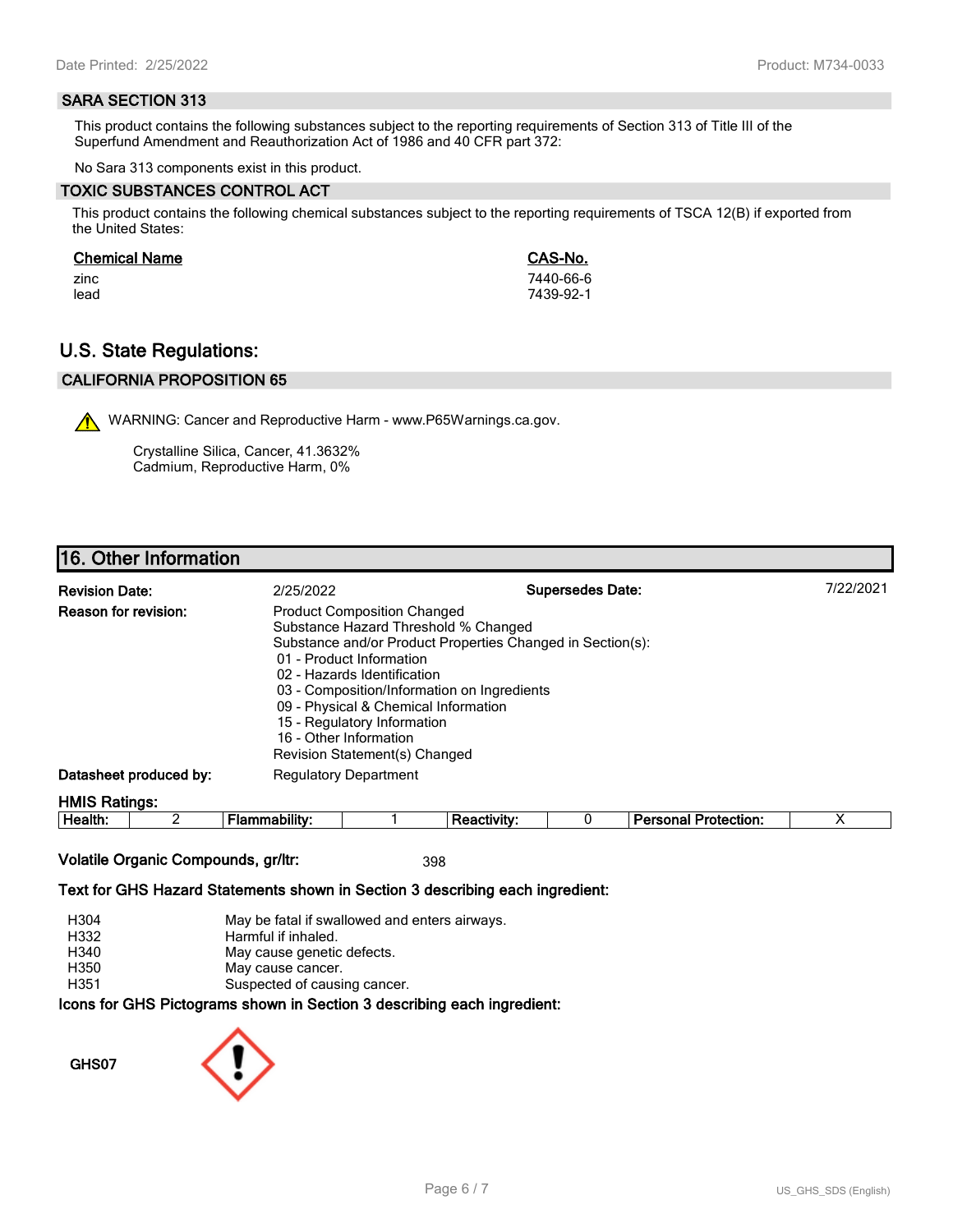### SARA SECTION 313

This product contains the following substances subject to the reporting requirements of Section 313 of Title III of the Superfund Amendment and Reauthorization Act of 1986 and 40 CFR part 372:

No Sara 313 components exist in this product.

### TOXIC SUBSTANCES CONTROL ACT

This product contains the following chemical substances subject to the reporting requirements of TSCA 12(B) if exported from the United States:

| Chemical Name | CAS-No. |
|---|---|
| zinc | 7440-66-6 |
| lead | 7439-92-1 |

## U.S. State Regulations:

### CALIFORNIA PROPOSITION 65

WARNING: Cancer and Reproductive Harm - www.P65Warnings.ca.gov.

Crystalline Silica, Cancer, 41.3632%
Cadmium, Reproductive Harm, 0%

## 16. Other Information

**Revision Date:** 2/25/2022 **Supersedes Date:** 7/22/2021

**Reason for revision:**
Product Composition Changed
Substance Hazard Threshold % Changed
Substance and/or Product Properties Changed in Section(s):
- 01 - Product Information
- 02 - Hazards Identification
- 03 - Composition/Information on Ingredients
- 09 - Physical & Chemical Information
- 15 - Regulatory Information
- 16 - Other Information

Revision Statement(s) Changed

**Datasheet produced by:** Regulatory Department

**HMIS Ratings:**

| Health: | 2 | Flammability: | 1 | Reactivity: | 0 | Personal Protection: | X |
|---|---|---|---|---|---|---|---|

**Volatile Organic Compounds, gr/ltr:** 398

**Text for GHS Hazard Statements shown in Section 3 describing each ingredient:**

| | |
|---|---|
| H304 | May be fatal if swallowed and enters airways. |
| H332 | Harmful if inhaled. |
| H340 | May cause genetic defects. |
| H350 | May cause cancer. |
| H351 | Suspected of causing cancer. |

**Icons for GHS Pictograms shown in Section 3 describing each ingredient:**

GHS07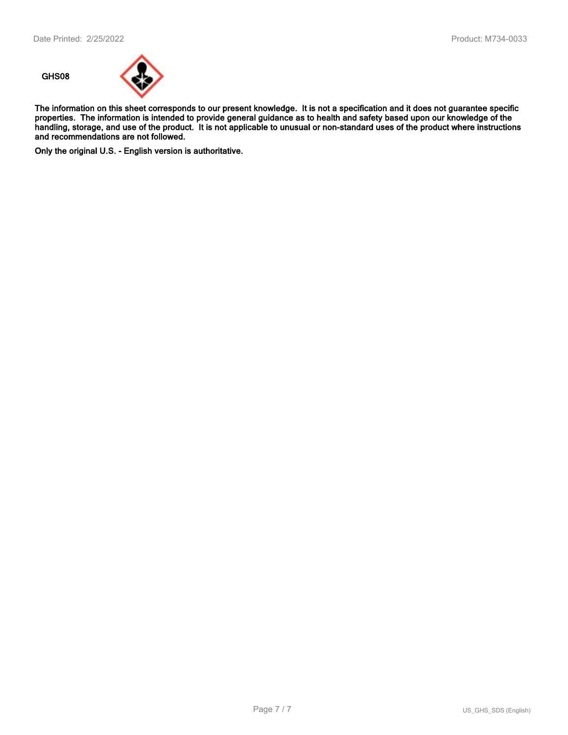GHS08

**The information on this sheet corresponds to our present knowledge. It is not a specification and it does not guarantee specific properties. The information is intended to provide general guidance as to health and safety based upon our knowledge of the handling, storage, and use of the product. It is not applicable to unusual or non-standard uses of the product where instructions and recommendations are not followed.**

**Only the original U.S. - English version is authoritative.**